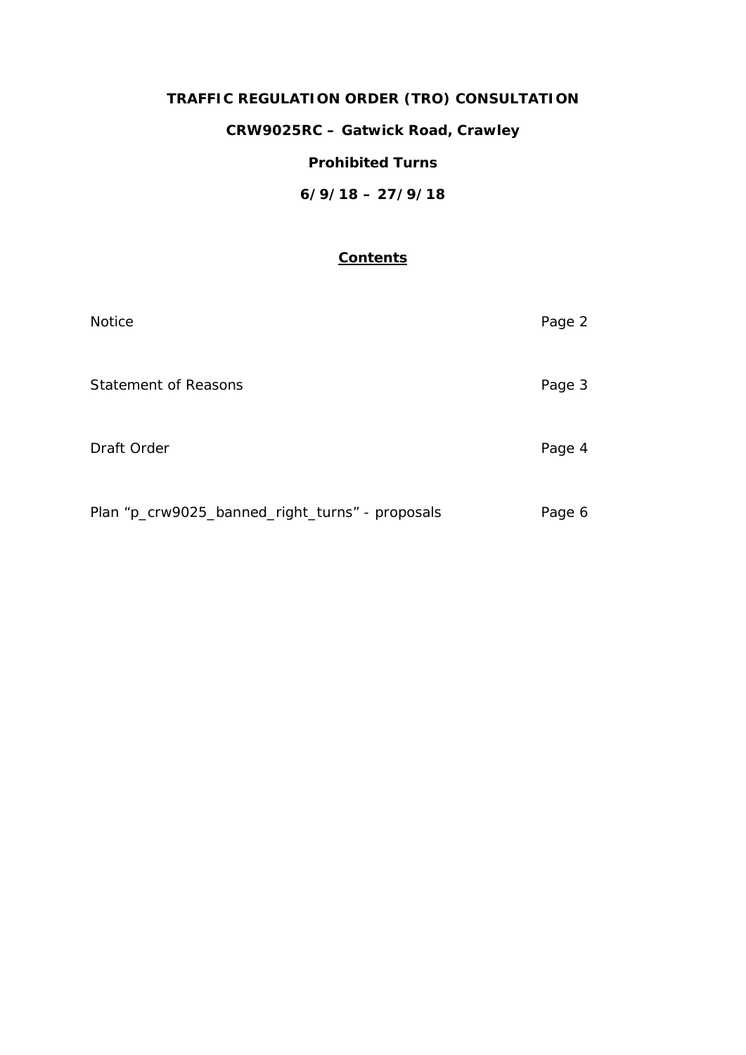**TRAFFIC REGULATION ORDER (TRO) CONSULTATION**

**CRW9025RC – Gatwick Road, Crawley**

**Prohibited Turns**

**6/9/18 – 27/9/18**

## Contents

| | |
|---|---|
| Notice | Page 2 |
| Statement of Reasons | Page 3 |
| Draft Order | Page 4 |
| Plan "p_crw9025_banned_right_turns" - proposals | Page 6 |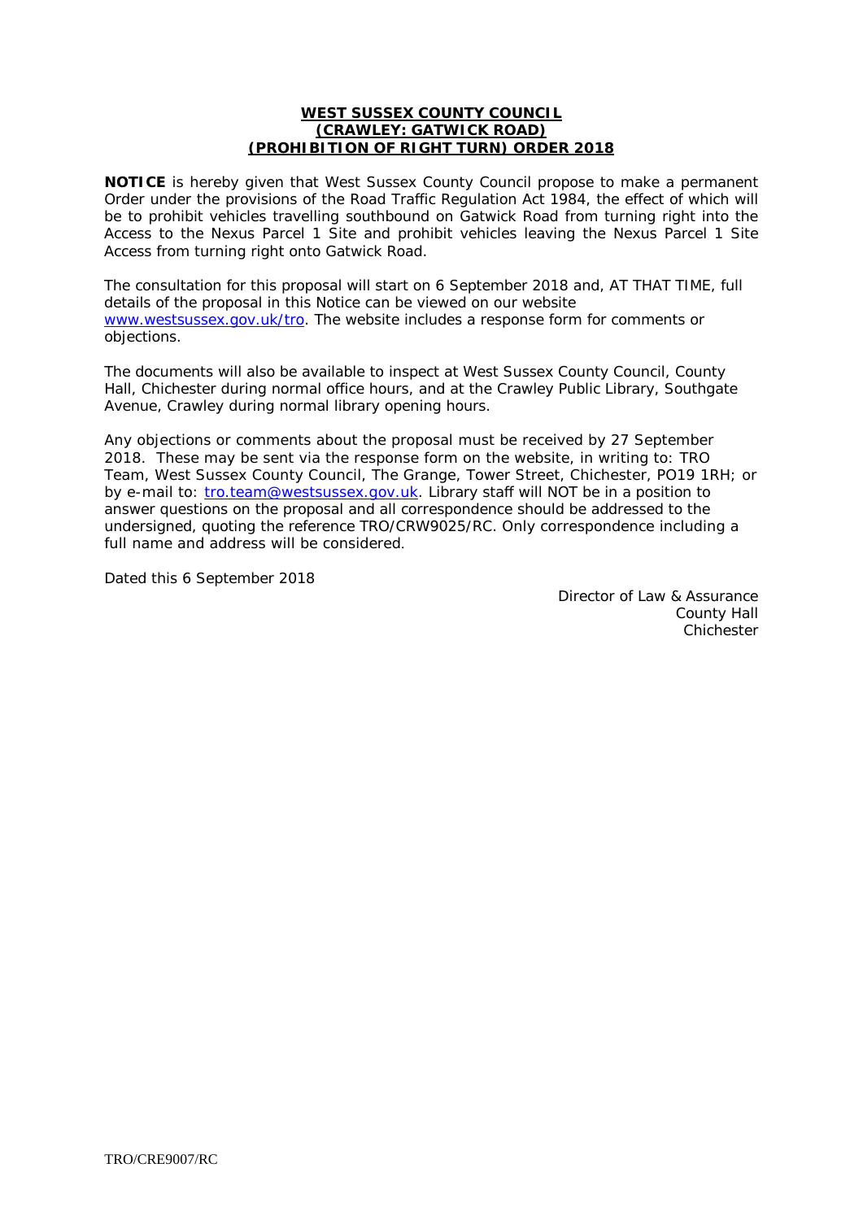**WEST SUSSEX COUNTY COUNCIL**
**(CRAWLEY: GATWICK ROAD)**
**(PROHIBITION OF RIGHT TURN) ORDER 2018**

**NOTICE** is hereby given that West Sussex County Council propose to make a permanent Order under the provisions of the Road Traffic Regulation Act 1984, the effect of which will be to prohibit vehicles travelling southbound on Gatwick Road from turning right into the Access to the Nexus Parcel 1 Site and prohibit vehicles leaving the Nexus Parcel 1 Site Access from turning right onto Gatwick Road.

The consultation for this proposal will start on 6 September 2018 and, AT THAT TIME, full details of the proposal in this Notice can be viewed on our website www.westsussex.gov.uk/tro. The website includes a response form for comments or objections.

The documents will also be available to inspect at West Sussex County Council, County Hall, Chichester during normal office hours, and at the Crawley Public Library, Southgate Avenue, Crawley during normal library opening hours.

Any objections or comments about the proposal must be received by 27 September 2018. These may be sent via the response form on the website, in writing to: TRO Team, West Sussex County Council, The Grange, Tower Street, Chichester, PO19 1RH; or by e-mail to: tro.team@westsussex.gov.uk. Library staff will NOT be in a position to answer questions on the proposal and all correspondence should be addressed to the undersigned, quoting the reference TRO/CRW9025/RC. Only correspondence including a full name and address will be considered.

Dated this 6 September 2018

Director of Law & Assurance
County Hall
Chichester

TRO/CRE9007/RC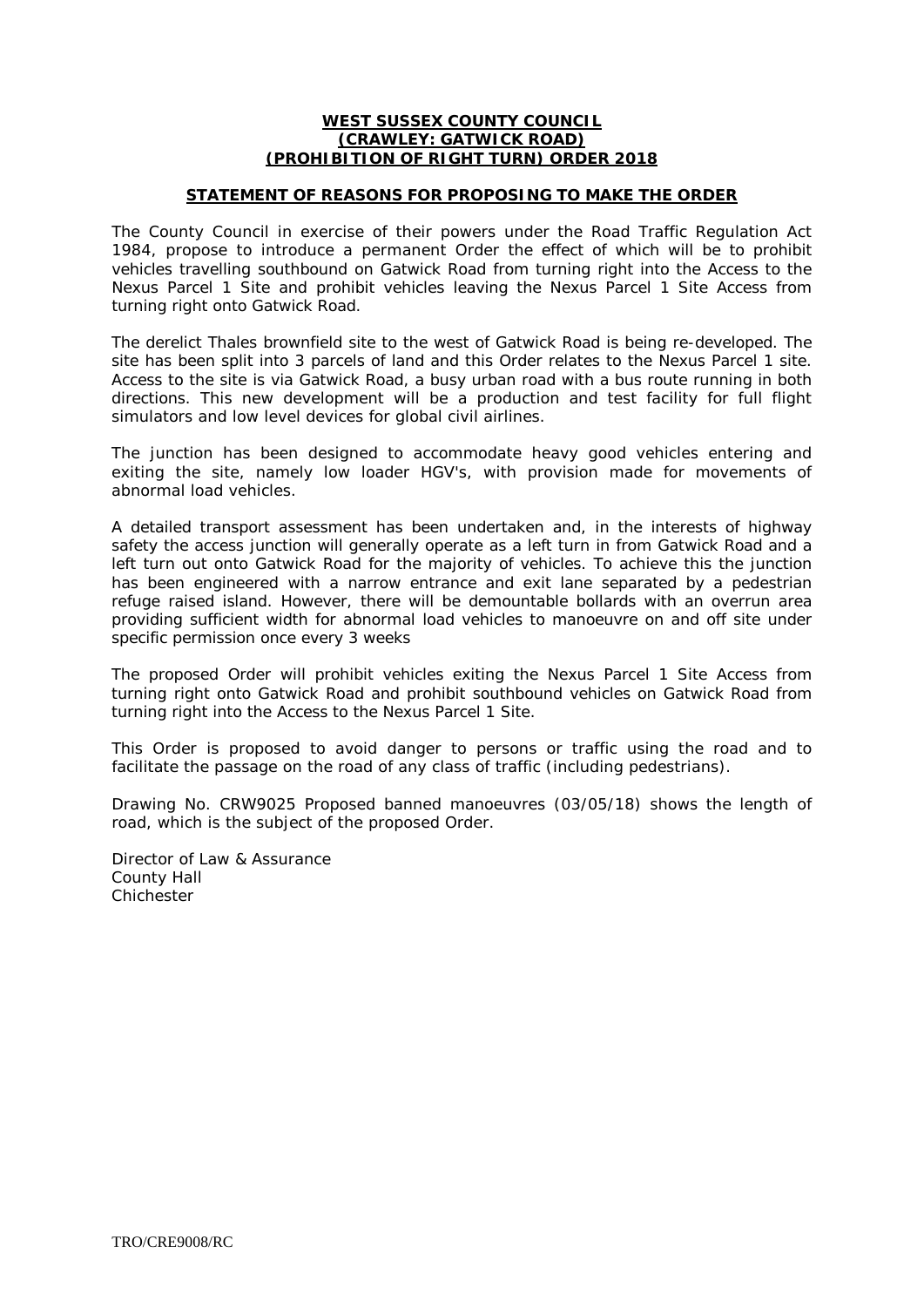**WEST SUSSEX COUNTY COUNCIL**
**(CRAWLEY: GATWICK ROAD)**
**(PROHIBITION OF RIGHT TURN) ORDER 2018**

**STATEMENT OF REASONS FOR PROPOSING TO MAKE THE ORDER**

The County Council in exercise of their powers under the Road Traffic Regulation Act 1984, propose to introduce a permanent Order the effect of which will be to prohibit vehicles travelling southbound on Gatwick Road from turning right into the Access to the Nexus Parcel 1 Site and prohibit vehicles leaving the Nexus Parcel 1 Site Access from turning right onto Gatwick Road.

The derelict Thales brownfield site to the west of Gatwick Road is being re-developed. The site has been split into 3 parcels of land and this Order relates to the Nexus Parcel 1 site. Access to the site is via Gatwick Road, a busy urban road with a bus route running in both directions. This new development will be a production and test facility for full flight simulators and low level devices for global civil airlines.

The junction has been designed to accommodate heavy good vehicles entering and exiting the site, namely low loader HGV's, with provision made for movements of abnormal load vehicles.

A detailed transport assessment has been undertaken and, in the interests of highway safety the access junction will generally operate as a left turn in from Gatwick Road and a left turn out onto Gatwick Road for the majority of vehicles. To achieve this the junction has been engineered with a narrow entrance and exit lane separated by a pedestrian refuge raised island. However, there will be demountable bollards with an overrun area providing sufficient width for abnormal load vehicles to manoeuvre on and off site under specific permission once every 3 weeks

The proposed Order will prohibit vehicles exiting the Nexus Parcel 1 Site Access from turning right onto Gatwick Road and prohibit southbound vehicles on Gatwick Road from turning right into the Access to the Nexus Parcel 1 Site.

This Order is proposed to avoid danger to persons or traffic using the road and to facilitate the passage on the road of any class of traffic (including pedestrians).

Drawing No. CRW9025 Proposed banned manoeuvres (03/05/18) shows the length of road, which is the subject of the proposed Order.

Director of Law & Assurance
County Hall
Chichester

TRO/CRE9008/RC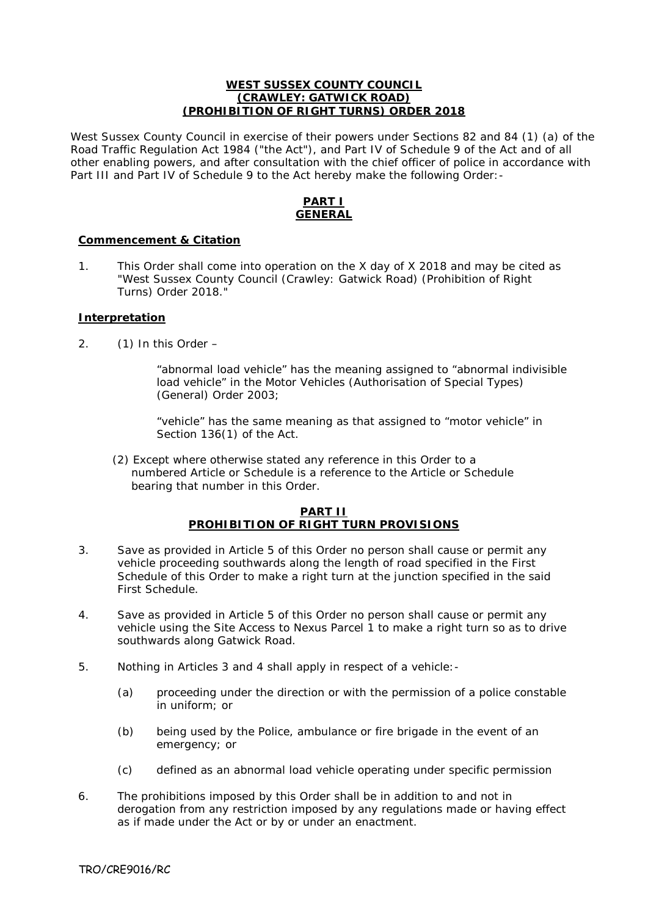**WEST SUSSEX COUNTY COUNCIL**
**(CRAWLEY: GATWICK ROAD)**
**(PROHIBITION OF RIGHT TURNS) ORDER 2018**

West Sussex County Council in exercise of their powers under Sections 82 and 84 (1) (a) of the Road Traffic Regulation Act 1984 ("the Act"), and Part IV of Schedule 9 of the Act and of all other enabling powers, and after consultation with the chief officer of police in accordance with Part III and Part IV of Schedule 9 to the Act hereby make the following Order:-

## PART I
## GENERAL

### Commencement & Citation

1. This Order shall come into operation on the X day of X 2018 and may be cited as "West Sussex County Council (Crawley: Gatwick Road) (Prohibition of Right Turns) Order 2018."

### Interpretation

2. (1) In this Order –

   "abnormal load vehicle" has the meaning assigned to "abnormal indivisible load vehicle" in the Motor Vehicles (Authorisation of Special Types) (General) Order 2003;

   "vehicle" has the same meaning as that assigned to "motor vehicle" in Section 136(1) of the Act.

   (2) Except where otherwise stated any reference in this Order to a numbered Article or Schedule is a reference to the Article or Schedule bearing that number in this Order.

## PART II
## PROHIBITION OF RIGHT TURN PROVISIONS

3. Save as provided in Article 5 of this Order no person shall cause or permit any vehicle proceeding southwards along the length of road specified in the First Schedule of this Order to make a right turn at the junction specified in the said First Schedule.

4. Save as provided in Article 5 of this Order no person shall cause or permit any vehicle using the Site Access to Nexus Parcel 1 to make a right turn so as to drive southwards along Gatwick Road.

5. Nothing in Articles 3 and 4 shall apply in respect of a vehicle:-

   (a) proceeding under the direction or with the permission of a police constable in uniform; or

   (b) being used by the Police, ambulance or fire brigade in the event of an emergency; or

   (c) defined as an abnormal load vehicle operating under specific permission

6. The prohibitions imposed by this Order shall be in addition to and not in derogation from any restriction imposed by any regulations made or having effect as if made under the Act or by or under an enactment.

TRO/CRE9016/RC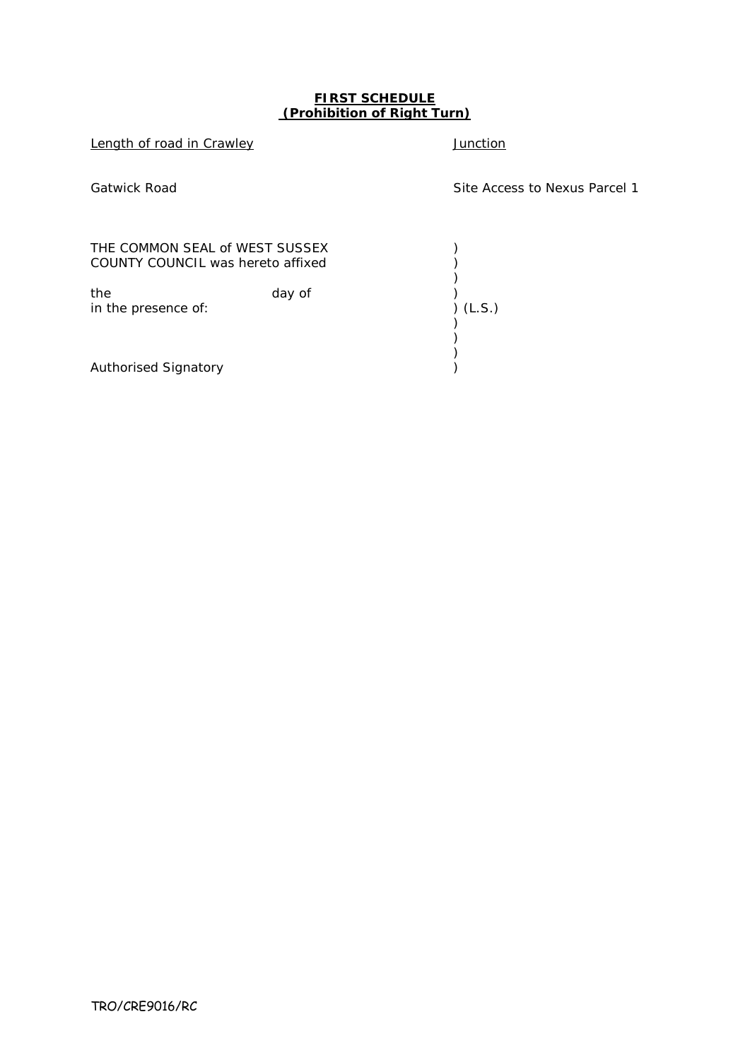**FIRST SCHEDULE**
**(Prohibition of Right Turn)**

| Length of road in Crawley | Junction |
|---|---|
| Gatwick Road | Site Access to Nexus Parcel 1 |

THE COMMON SEAL of WEST SUSSEX )
COUNTY COUNCIL was hereto affixed )
)
the day of )
in the presence of: ) (L.S.)
)
)
)
Authorised Signatory )

TRO/CRE9016/RC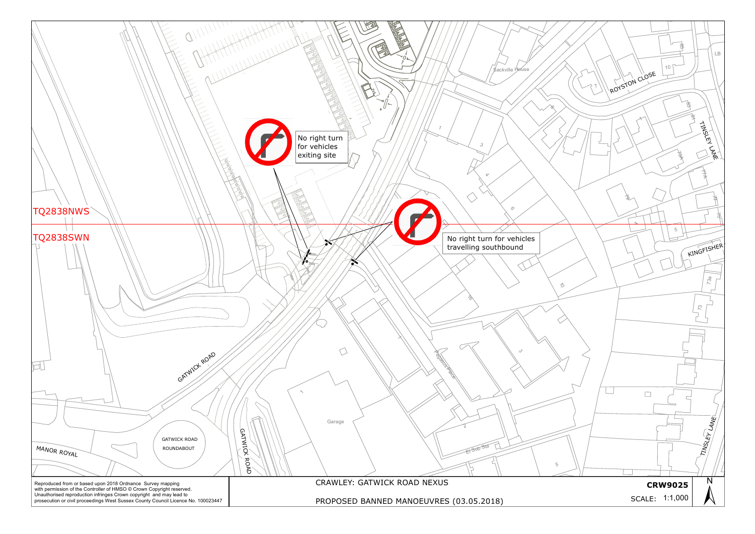No right turn for vehicles exiting site

No right turn for vehicles travelling southbound

TQ2838NWS

TQ2838SWN

GATWICK ROAD

GATWICK ROAD ROUNDABOUT

MANOR ROYAL

GATWICK ROAD

Garage

Pegasus Place

El Sub Sta

Sackville House

ROYSTON CLOSE

TINSLEY LANE

KINGFISHER

TINSLEY LANE

LB

Reproduced from or based upon 2018 Ordnance Survey mapping with permission of the Controller of HMSO © Crown Copyright reserved. Unauthorised reproduction infringes Crown copyright and may lead to prosecution or civil proceedings West Sussex County Council Licence No. 100023447

CRAWLEY: GATWICK ROAD NEXUS

PROPOSED BANNED MANOEUVRES (03.05.2018)

**CRW9025**

SCALE: 1:1,000

N